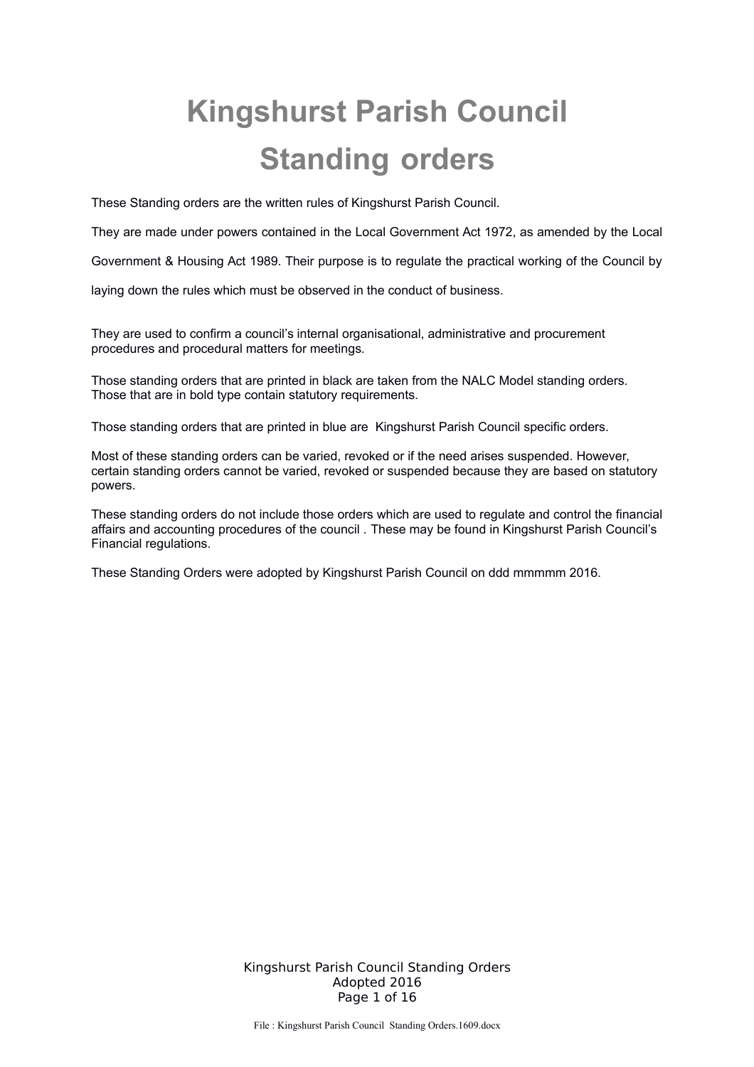# Kingshurst Parish Council

# Standing orders

These Standing orders are the written rules of Kingshurst Parish Council.

They are made under powers contained in the Local Government Act 1972, as amended by the Local Government & Housing Act 1989. Their purpose is to regulate the practical working of the Council by laying down the rules which must be observed in the conduct of business.

They are used to confirm a council's internal organisational, administrative and procurement procedures and procedural matters for meetings.

Those standing orders that are printed in black are taken from the NALC Model standing orders. Those that are in bold type contain statutory requirements.

Those standing orders that are printed in blue are Kingshurst Parish Council specific orders.

Most of these standing orders can be varied, revoked or if the need arises suspended. However, certain standing orders cannot be varied, revoked or suspended because they are based on statutory powers.

These standing orders do not include those orders which are used to regulate and control the financial affairs and accounting procedures of the council . These may be found in Kingshurst Parish Council's Financial regulations.

These Standing Orders were adopted by Kingshurst Parish Council on ddd mmmmm 2016.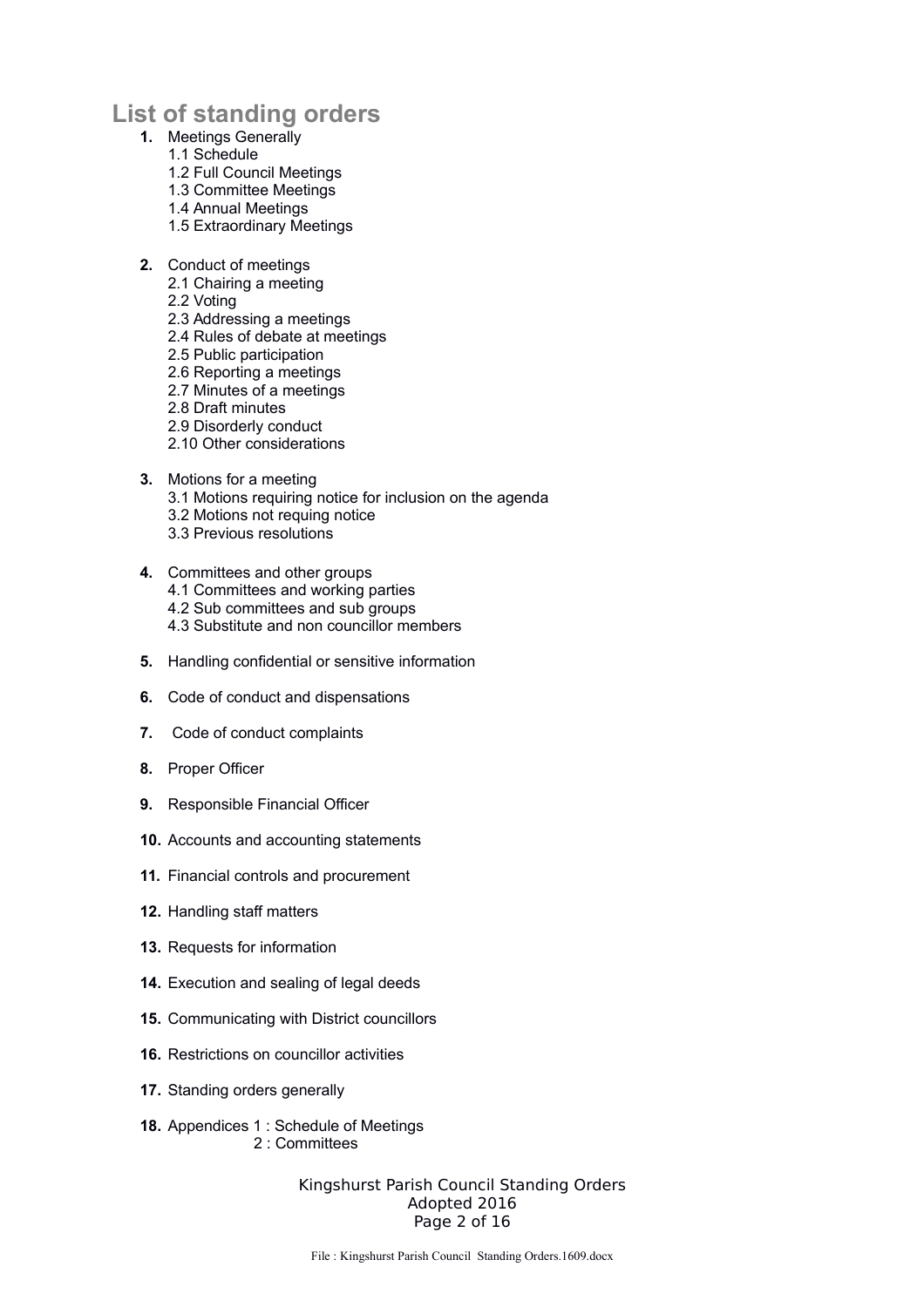# List of standing orders

1. Meetings Generally
   - 1.1 Schedule
   - 1.2 Full Council Meetings
   - 1.3 Committee Meetings
   - 1.4 Annual Meetings
   - 1.5 Extraordinary Meetings

2. Conduct of meetings
   - 2.1 Chairing a meeting
   - 2.2 Voting
   - 2.3 Addressing a meetings
   - 2.4 Rules of debate at meetings
   - 2.5 Public participation
   - 2.6 Reporting a meetings
   - 2.7 Minutes of a meetings
   - 2.8 Draft minutes
   - 2.9 Disorderly conduct
   - 2.10 Other considerations

3. Motions for a meeting
   - 3.1 Motions requiring notice for inclusion on the agenda
   - 3.2 Motions not requing notice
   - 3.3 Previous resolutions

4. Committees and other groups
   - 4.1 Committees and working parties
   - 4.2 Sub committees and sub groups
   - 4.3 Substitute and non councillor members

5. Handling confidential or sensitive information

6. Code of conduct and dispensations

7. Code of conduct complaints

8. Proper Officer

9. Responsible Financial Officer

10. Accounts and accounting statements

11. Financial controls and procurement

12. Handling staff matters

13. Requests for information

14. Execution and sealing of legal deeds

15. Communicating with District councillors

16. Restrictions on councillor activities

17. Standing orders generally

18. Appendices 1 : Schedule of Meetings
    2 : Committees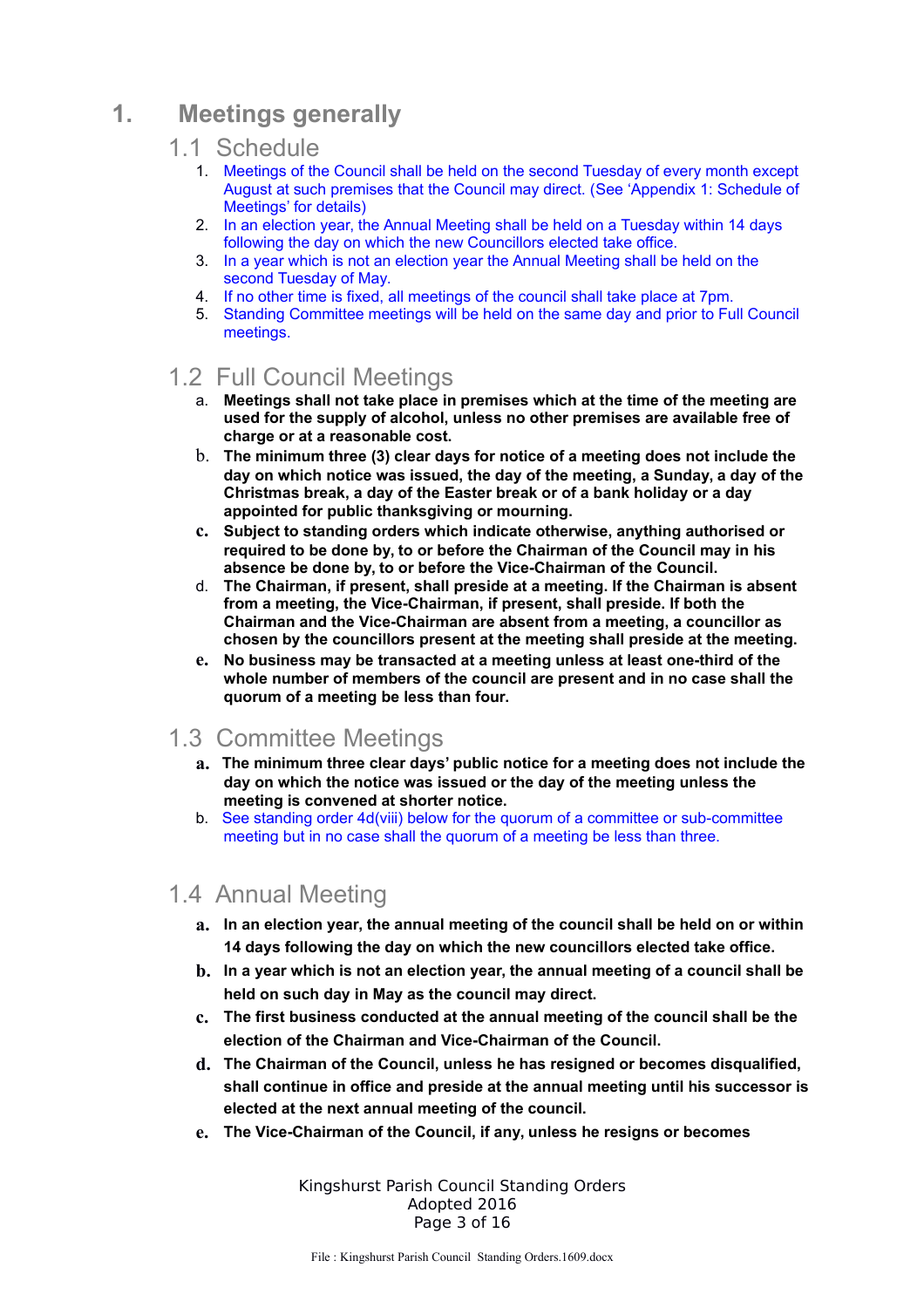# 1. Meetings generally

## 1.1 Schedule

1. Meetings of the Council shall be held on the second Tuesday of every month except August at such premises that the Council may direct. (See 'Appendix 1: Schedule of Meetings' for details)
2. In an election year, the Annual Meeting shall be held on a Tuesday within 14 days following the day on which the new Councillors elected take office.
3. In a year which is not an election year the Annual Meeting shall be held on the second Tuesday of May.
4. If no other time is fixed, all meetings of the council shall take place at 7pm.
5. Standing Committee meetings will be held on the same day and prior to Full Council meetings.

## 1.2 Full Council Meetings

a. **Meetings shall not take place in premises which at the time of the meeting are used for the supply of alcohol, unless no other premises are available free of charge or at a reasonable cost.**

b. **The minimum three (3) clear days for notice of a meeting does not include the day on which notice was issued, the day of the meeting, a Sunday, a day of the Christmas break, a day of the Easter break or of a bank holiday or a day appointed for public thanksgiving or mourning.**

c. **Subject to standing orders which indicate otherwise, anything authorised or required to be done by, to or before the Chairman of the Council may in his absence be done by, to or before the Vice-Chairman of the Council.**

d. **The Chairman, if present, shall preside at a meeting. If the Chairman is absent from a meeting, the Vice-Chairman, if present, shall preside. If both the Chairman and the Vice-Chairman are absent from a meeting, a councillor as chosen by the councillors present at the meeting shall preside at the meeting.**

e. **No business may be transacted at a meeting unless at least one-third of the whole number of members of the council are present and in no case shall the quorum of a meeting be less than four.**

## 1.3 Committee Meetings

a. **The minimum three clear days' public notice for a meeting does not include the day on which the notice was issued or the day of the meeting unless the meeting is convened at shorter notice.**

b. See standing order 4d(viii) below for the quorum of a committee or sub-committee meeting but in no case shall the quorum of a meeting be less than three.

## 1.4 Annual Meeting

a. **In an election year, the annual meeting of the council shall be held on or within 14 days following the day on which the new councillors elected take office.**

b. **In a year which is not an election year, the annual meeting of a council shall be held on such day in May as the council may direct.**

c. **The first business conducted at the annual meeting of the council shall be the election of the Chairman and Vice-Chairman of the Council.**

d. **The Chairman of the Council, unless he has resigned or becomes disqualified, shall continue in office and preside at the annual meeting until his successor is elected at the next annual meeting of the council.**

e. **The Vice-Chairman of the Council, if any, unless he resigns or becomes**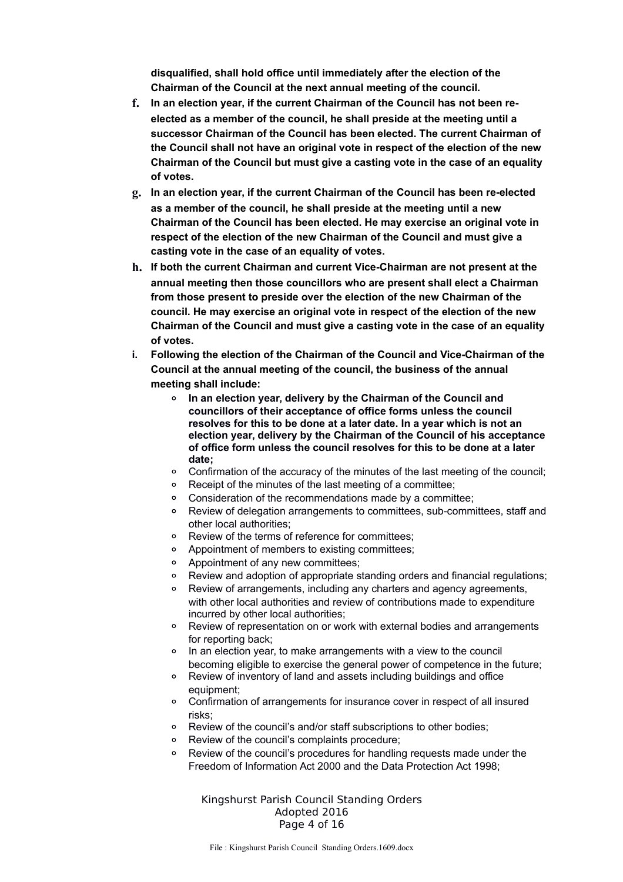**disqualified, shall hold office until immediately after the election of the Chairman of the Council at the next annual meeting of the council.**

f. **In an election year, if the current Chairman of the Council has not been re-elected as a member of the council, he shall preside at the meeting until a successor Chairman of the Council has been elected. The current Chairman of the Council shall not have an original vote in respect of the election of the new Chairman of the Council but must give a casting vote in the case of an equality of votes.**

g. **In an election year, if the current Chairman of the Council has been re-elected as a member of the council, he shall preside at the meeting until a new Chairman of the Council has been elected. He may exercise an original vote in respect of the election of the new Chairman of the Council and must give a casting vote in the case of an equality of votes.**

h. **If both the current Chairman and current Vice-Chairman are not present at the annual meeting then those councillors who are present shall elect a Chairman from those present to preside over the election of the new Chairman of the council. He may exercise an original vote in respect of the election of the new Chairman of the Council and must give a casting vote in the case of an equality of votes.**

i. **Following the election of the Chairman of the Council and Vice-Chairman of the Council at the annual meeting of the council, the business of the annual meeting shall include:**
   - **In an election year, delivery by the Chairman of the Council and councillors of their acceptance of office forms unless the council resolves for this to be done at a later date. In a year which is not an election year, delivery by the Chairman of the Council of his acceptance of office form unless the council resolves for this to be done at a later date;**
   - Confirmation of the accuracy of the minutes of the last meeting of the council;
   - Receipt of the minutes of the last meeting of a committee;
   - Consideration of the recommendations made by a committee;
   - Review of delegation arrangements to committees, sub-committees, staff and other local authorities;
   - Review of the terms of reference for committees;
   - Appointment of members to existing committees;
   - Appointment of any new committees;
   - Review and adoption of appropriate standing orders and financial regulations;
   - Review of arrangements, including any charters and agency agreements, with other local authorities and review of contributions made to expenditure incurred by other local authorities;
   - Review of representation on or work with external bodies and arrangements for reporting back;
   - In an election year, to make arrangements with a view to the council becoming eligible to exercise the general power of competence in the future;
   - Review of inventory of land and assets including buildings and office equipment;
   - Confirmation of arrangements for insurance cover in respect of all insured risks;
   - Review of the council's and/or staff subscriptions to other bodies;
   - Review of the council's complaints procedure;
   - Review of the council's procedures for handling requests made under the Freedom of Information Act 2000 and the Data Protection Act 1998;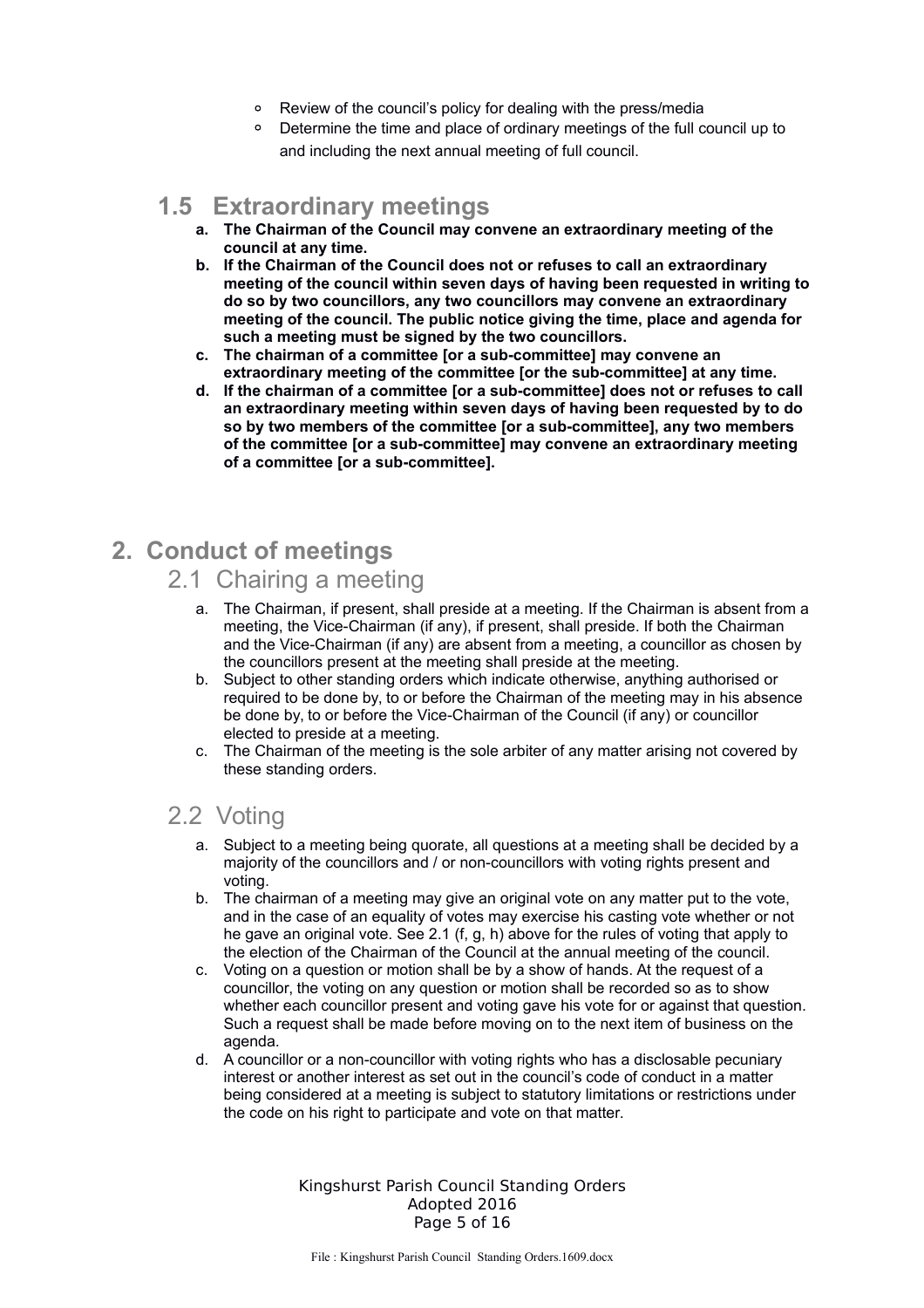- Review of the council's policy for dealing with the press/media
- Determine the time and place of ordinary meetings of the full council up to and including the next annual meeting of full council.

## 1.5 Extraordinary meetings

**a. The Chairman of the Council may convene an extraordinary meeting of the council at any time.**

**b. If the Chairman of the Council does not or refuses to call an extraordinary meeting of the council within seven days of having been requested in writing to do so by two councillors, any two councillors may convene an extraordinary meeting of the council. The public notice giving the time, place and agenda for such a meeting must be signed by the two councillors.**

**c. The chairman of a committee [or a sub-committee] may convene an extraordinary meeting of the committee [or the sub-committee] at any time.**

**d. If the chairman of a committee [or a sub-committee] does not or refuses to call an extraordinary meeting within seven days of having been requested by to do so by two members of the committee [or a sub-committee], any two members of the committee [or a sub-committee] may convene an extraordinary meeting of a committee [or a sub-committee].**

# 2. Conduct of meetings

## 2.1 Chairing a meeting

a. The Chairman, if present, shall preside at a meeting. If the Chairman is absent from a meeting, the Vice-Chairman (if any), if present, shall preside. If both the Chairman and the Vice-Chairman (if any) are absent from a meeting, a councillor as chosen by the councillors present at the meeting shall preside at the meeting.

b. Subject to other standing orders which indicate otherwise, anything authorised or required to be done by, to or before the Chairman of the meeting may in his absence be done by, to or before the Vice-Chairman of the Council (if any) or councillor elected to preside at a meeting.

c. The Chairman of the meeting is the sole arbiter of any matter arising not covered by these standing orders.

## 2.2 Voting

a. Subject to a meeting being quorate, all questions at a meeting shall be decided by a majority of the councillors and / or non-councillors with voting rights present and voting.

b. The chairman of a meeting may give an original vote on any matter put to the vote, and in the case of an equality of votes may exercise his casting vote whether or not he gave an original vote. See 2.1 (f, g, h) above for the rules of voting that apply to the election of the Chairman of the Council at the annual meeting of the council.

c. Voting on a question or motion shall be by a show of hands. At the request of a councillor, the voting on any question or motion shall be recorded so as to show whether each councillor present and voting gave his vote for or against that question. Such a request shall be made before moving on to the next item of business on the agenda.

d. A councillor or a non-councillor with voting rights who has a disclosable pecuniary interest or another interest as set out in the council's code of conduct in a matter being considered at a meeting is subject to statutory limitations or restrictions under the code on his right to participate and vote on that matter.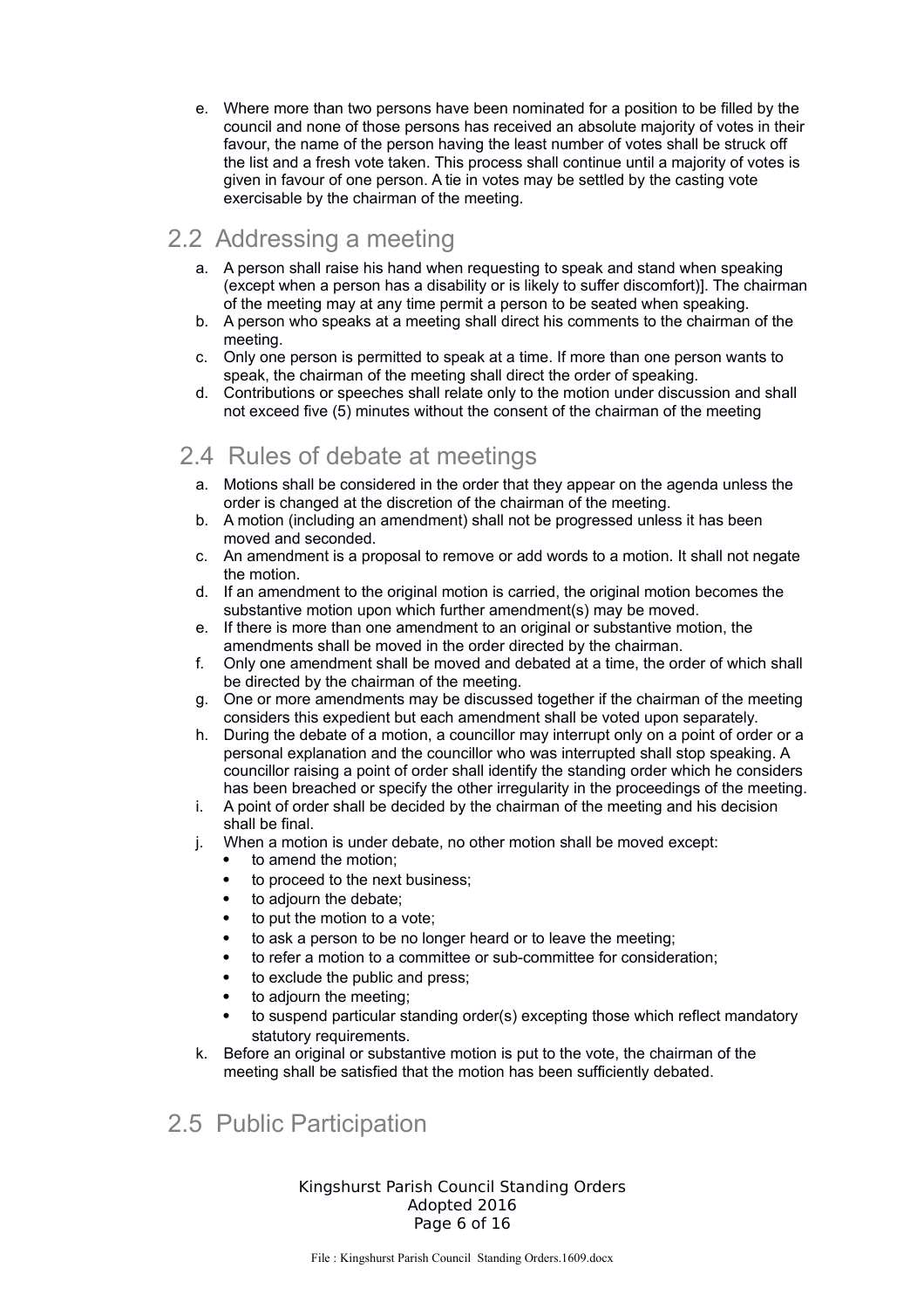e. Where more than two persons have been nominated for a position to be filled by the council and none of those persons has received an absolute majority of votes in their favour, the name of the person having the least number of votes shall be struck off the list and a fresh vote taken. This process shall continue until a majority of votes is given in favour of one person. A tie in votes may be settled by the casting vote exercisable by the chairman of the meeting.

## 2.2 Addressing a meeting

a. A person shall raise his hand when requesting to speak and stand when speaking (except when a person has a disability or is likely to suffer discomfort)]. The chairman of the meeting may at any time permit a person to be seated when speaking.
b. A person who speaks at a meeting shall direct his comments to the chairman of the meeting.
c. Only one person is permitted to speak at a time. If more than one person wants to speak, the chairman of the meeting shall direct the order of speaking.
d. Contributions or speeches shall relate only to the motion under discussion and shall not exceed five (5) minutes without the consent of the chairman of the meeting

## 2.4 Rules of debate at meetings

a. Motions shall be considered in the order that they appear on the agenda unless the order is changed at the discretion of the chairman of the meeting.
b. A motion (including an amendment) shall not be progressed unless it has been moved and seconded.
c. An amendment is a proposal to remove or add words to a motion. It shall not negate the motion.
d. If an amendment to the original motion is carried, the original motion becomes the substantive motion upon which further amendment(s) may be moved.
e. If there is more than one amendment to an original or substantive motion, the amendments shall be moved in the order directed by the chairman.
f. Only one amendment shall be moved and debated at a time, the order of which shall be directed by the chairman of the meeting.
g. One or more amendments may be discussed together if the chairman of the meeting considers this expedient but each amendment shall be voted upon separately.
h. During the debate of a motion, a councillor may interrupt only on a point of order or a personal explanation and the councillor who was interrupted shall stop speaking. A councillor raising a point of order shall identify the standing order which he considers has been breached or specify the other irregularity in the proceedings of the meeting.
i. A point of order shall be decided by the chairman of the meeting and his decision shall be final.
j. When a motion is under debate, no other motion shall be moved except:
   - to amend the motion;
   - to proceed to the next business;
   - to adjourn the debate;
   - to put the motion to a vote;
   - to ask a person to be no longer heard or to leave the meeting;
   - to refer a motion to a committee or sub-committee for consideration;
   - to exclude the public and press;
   - to adjourn the meeting;
   - to suspend particular standing order(s) excepting those which reflect mandatory statutory requirements.
k. Before an original or substantive motion is put to the vote, the chairman of the meeting shall be satisfied that the motion has been sufficiently debated.

## 2.5 Public Participation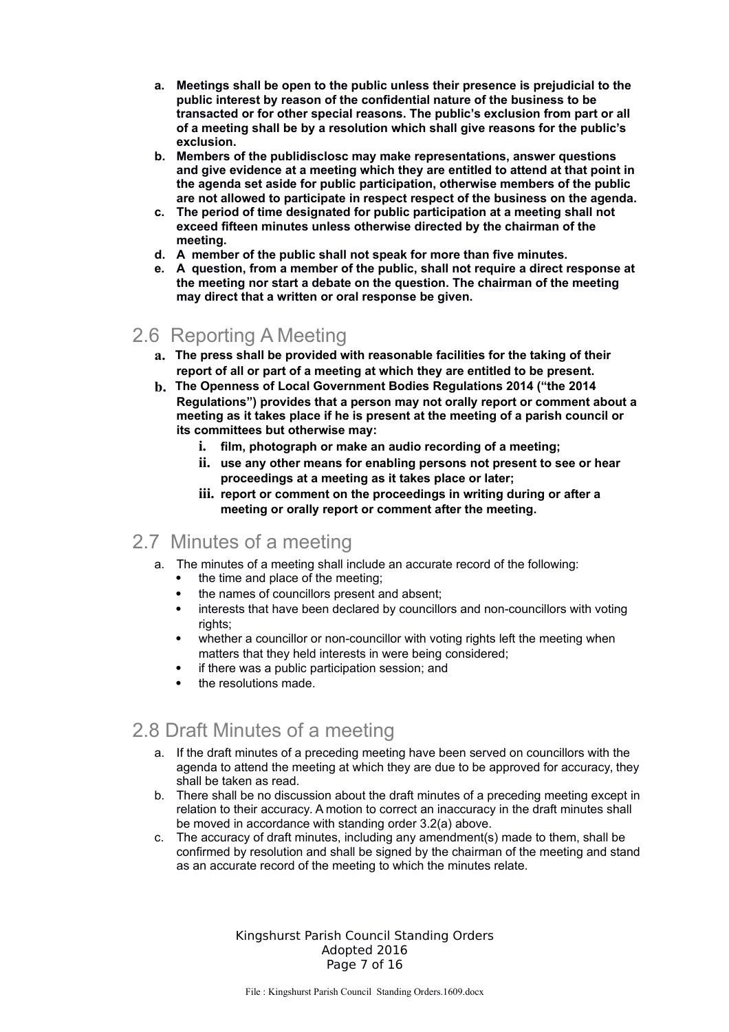a. **Meetings shall be open to the public unless their presence is prejudicial to the public interest by reason of the confidential nature of the business to be transacted or for other special reasons. The public's exclusion from part or all of a meeting shall be by a resolution which shall give reasons for the public's exclusion.**
b. **Members of the publidisclosc may make representations, answer questions and give evidence at a meeting which they are entitled to attend at that point in the agenda set aside for public participation, otherwise members of the public are not allowed to participate in respect respect of the business on the agenda.**
c. **The period of time designated for public participation at a meeting shall not exceed fifteen minutes unless otherwise directed by the chairman of the meeting.**
d. **A member of the public shall not speak for more than five minutes.**
e. **A question, from a member of the public, shall not require a direct response at the meeting nor start a debate on the question. The chairman of the meeting may direct that a written or oral response be given.**

## 2.6 Reporting A Meeting

a. **The press shall be provided with reasonable facilities for the taking of their report of all or part of a meeting at which they are entitled to be present.**
b. **The Openness of Local Government Bodies Regulations 2014 ("the 2014 Regulations") provides that a person may not orally report or comment about a meeting as it takes place if he is present at the meeting of a parish council or its committees but otherwise may:**
   i. **film, photograph or make an audio recording of a meeting;**
   ii. **use any other means for enabling persons not present to see or hear proceedings at a meeting as it takes place or later;**
   iii. **report or comment on the proceedings in writing during or after a meeting or orally report or comment after the meeting.**

## 2.7 Minutes of a meeting

a. The minutes of a meeting shall include an accurate record of the following:
   - the time and place of the meeting;
   - the names of councillors present and absent;
   - interests that have been declared by councillors and non-councillors with voting rights;
   - whether a councillor or non-councillor with voting rights left the meeting when matters that they held interests in were being considered;
   - if there was a public participation session; and
   - the resolutions made.

## 2.8 Draft Minutes of a meeting

a. If the draft minutes of a preceding meeting have been served on councillors with the agenda to attend the meeting at which they are due to be approved for accuracy, they shall be taken as read.
b. There shall be no discussion about the draft minutes of a preceding meeting except in relation to their accuracy. A motion to correct an inaccuracy in the draft minutes shall be moved in accordance with standing order 3.2(a) above.
c. The accuracy of draft minutes, including any amendment(s) made to them, shall be confirmed by resolution and shall be signed by the chairman of the meeting and stand as an accurate record of the meeting to which the minutes relate.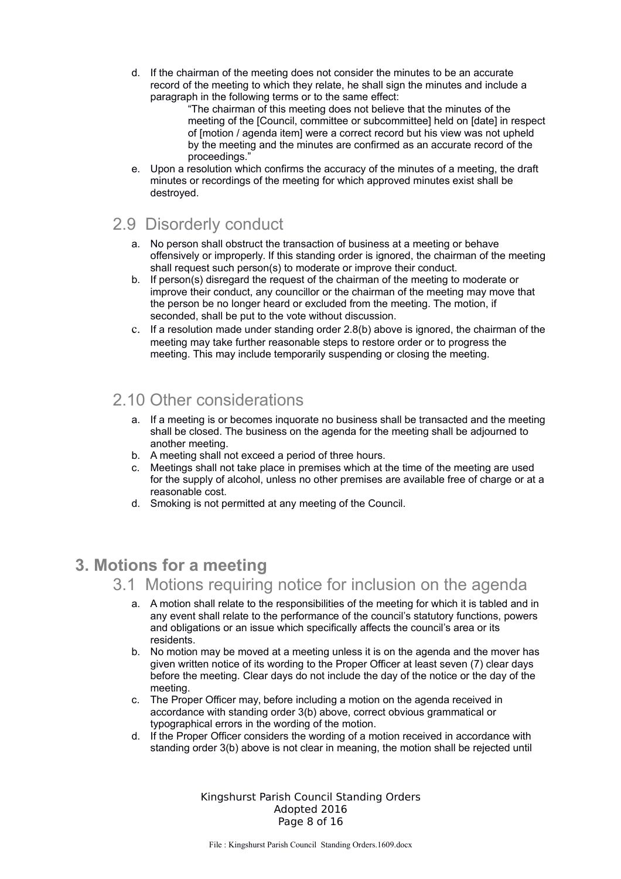d. If the chairman of the meeting does not consider the minutes to be an accurate record of the meeting to which they relate, he shall sign the minutes and include a paragraph in the following terms or to the same effect:

   > "The chairman of this meeting does not believe that the minutes of the meeting of the [Council, committee or subcommittee] held on [date] in respect of [motion / agenda item] were a correct record but his view was not upheld by the meeting and the minutes are confirmed as an accurate record of the proceedings."

e. Upon a resolution which confirms the accuracy of the minutes of a meeting, the draft minutes or recordings of the meeting for which approved minutes exist shall be destroyed.

## 2.9 Disorderly conduct

a. No person shall obstruct the transaction of business at a meeting or behave offensively or improperly. If this standing order is ignored, the chairman of the meeting shall request such person(s) to moderate or improve their conduct.
b. If person(s) disregard the request of the chairman of the meeting to moderate or improve their conduct, any councillor or the chairman of the meeting may move that the person be no longer heard or excluded from the meeting. The motion, if seconded, shall be put to the vote without discussion.
c. If a resolution made under standing order 2.8(b) above is ignored, the chairman of the meeting may take further reasonable steps to restore order or to progress the meeting. This may include temporarily suspending or closing the meeting.

## 2.10 Other considerations

a. If a meeting is or becomes inquorate no business shall be transacted and the meeting shall be closed. The business on the agenda for the meeting shall be adjourned to another meeting.
b. A meeting shall not exceed a period of three hours.
c. Meetings shall not take place in premises which at the time of the meeting are used for the supply of alcohol, unless no other premises are available free of charge or at a reasonable cost.
d. Smoking is not permitted at any meeting of the Council.

# 3. Motions for a meeting

## 3.1 Motions requiring notice for inclusion on the agenda

a. A motion shall relate to the responsibilities of the meeting for which it is tabled and in any event shall relate to the performance of the council's statutory functions, powers and obligations or an issue which specifically affects the council's area or its residents.
b. No motion may be moved at a meeting unless it is on the agenda and the mover has given written notice of its wording to the Proper Officer at least seven (7) clear days before the meeting. Clear days do not include the day of the notice or the day of the meeting.
c. The Proper Officer may, before including a motion on the agenda received in accordance with standing order 3(b) above, correct obvious grammatical or typographical errors in the wording of the motion.
d. If the Proper Officer considers the wording of a motion received in accordance with standing order 3(b) above is not clear in meaning, the motion shall be rejected until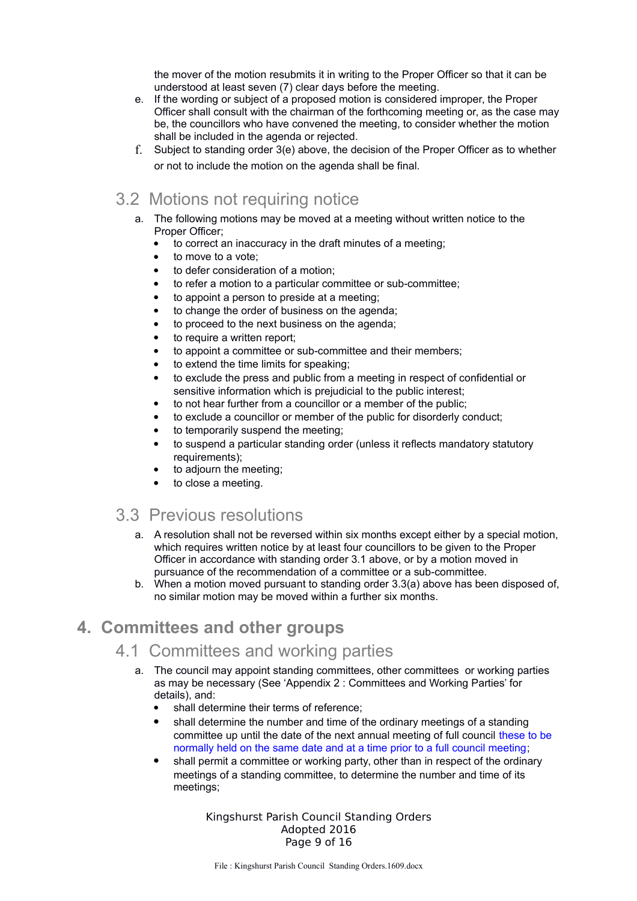the mover of the motion resubmits it in writing to the Proper Officer so that it can be understood at least seven (7) clear days before the meeting.

e. If the wording or subject of a proposed motion is considered improper, the Proper Officer shall consult with the chairman of the forthcoming meeting or, as the case may be, the councillors who have convened the meeting, to consider whether the motion shall be included in the agenda or rejected.
f. Subject to standing order 3(e) above, the decision of the Proper Officer as to whether or not to include the motion on the agenda shall be final.

## 3.2 Motions not requiring notice

a. The following motions may be moved at a meeting without written notice to the Proper Officer;
   - to correct an inaccuracy in the draft minutes of a meeting;
   - to move to a vote;
   - to defer consideration of a motion;
   - to refer a motion to a particular committee or sub-committee;
   - to appoint a person to preside at a meeting;
   - to change the order of business on the agenda;
   - to proceed to the next business on the agenda;
   - to require a written report;
   - to appoint a committee or sub-committee and their members;
   - to extend the time limits for speaking;
   - to exclude the press and public from a meeting in respect of confidential or sensitive information which is prejudicial to the public interest;
   - to not hear further from a councillor or a member of the public;
   - to exclude a councillor or member of the public for disorderly conduct;
   - to temporarily suspend the meeting;
   - to suspend a particular standing order (unless it reflects mandatory statutory requirements);
   - to adjourn the meeting;
   - to close a meeting.

## 3.3 Previous resolutions

a. A resolution shall not be reversed within six months except either by a special motion, which requires written notice by at least four councillors to be given to the Proper Officer in accordance with standing order 3.1 above, or by a motion moved in pursuance of the recommendation of a committee or a sub-committee.
b. When a motion moved pursuant to standing order 3.3(a) above has been disposed of, no similar motion may be moved within a further six months.

# 4. Committees and other groups

## 4.1 Committees and working parties

a. The council may appoint standing committees, other committees or working parties as may be necessary (See 'Appendix 2 : Committees and Working Parties' for details), and:
   - shall determine their terms of reference;
   - shall determine the number and time of the ordinary meetings of a standing committee up until the date of the next annual meeting of full council these to be normally held on the same date and at a time prior to a full council meeting;
   - shall permit a committee or working party, other than in respect of the ordinary meetings of a standing committee, to determine the number and time of its meetings;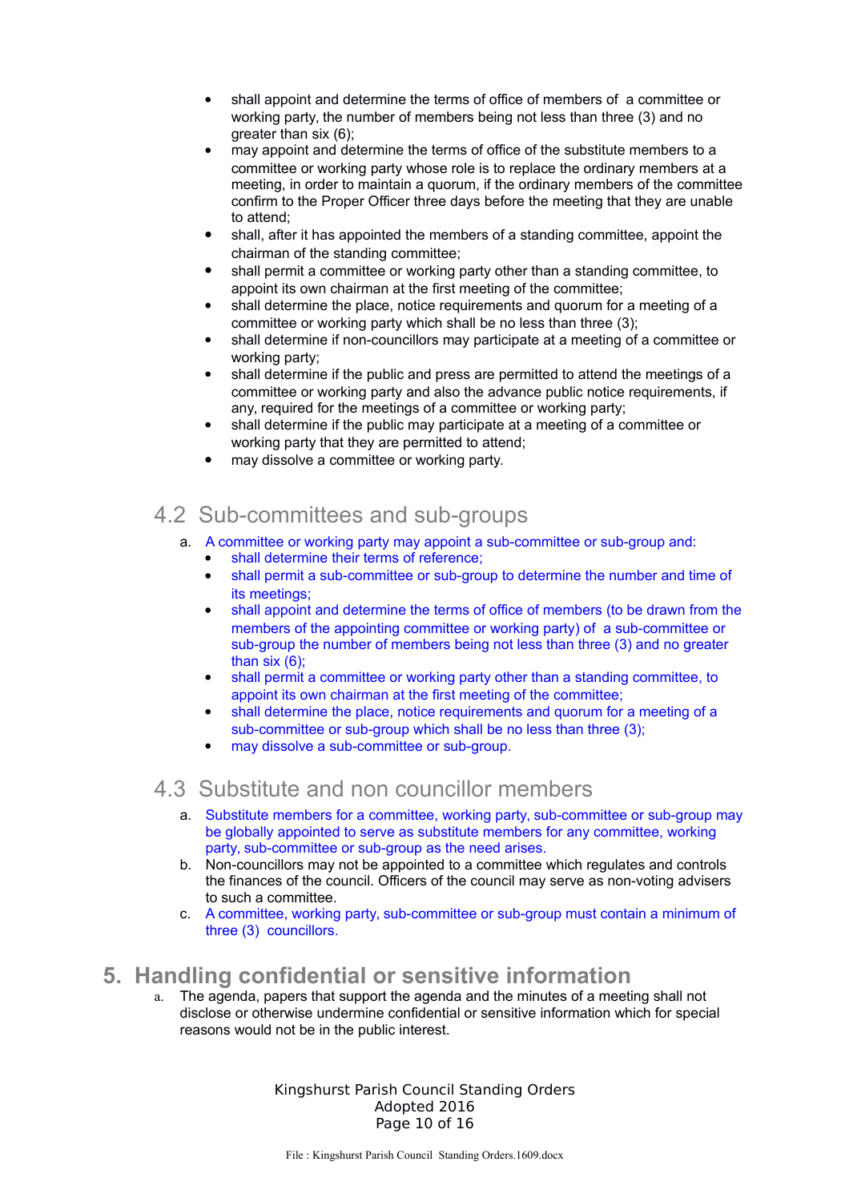- shall appoint and determine the terms of office of members of  a committee or working party, the number of members being not less than three (3) and no greater than six (6);
- may appoint and determine the terms of office of the substitute members to a committee or working party whose role is to replace the ordinary members at a meeting, in order to maintain a quorum, if the ordinary members of the committee confirm to the Proper Officer three days before the meeting that they are unable to attend;
- shall, after it has appointed the members of a standing committee, appoint the chairman of the standing committee;
- shall permit a committee or working party other than a standing committee, to appoint its own chairman at the first meeting of the committee;
- shall determine the place, notice requirements and quorum for a meeting of a committee or working party which shall be no less than three (3);
- shall determine if non-councillors may participate at a meeting of a committee or working party;
- shall determine if the public and press are permitted to attend the meetings of a committee or working party and also the advance public notice requirements, if any, required for the meetings of a committee or working party;
- shall determine if the public may participate at a meeting of a committee or working party that they are permitted to attend;
- may dissolve a committee or working party.

## 4.2 Sub-committees and sub-groups

a. A committee or working party may appoint a sub-committee or sub-group and:
   - shall determine their terms of reference;
   - shall permit a sub-committee or sub-group to determine the number and time of its meetings;
   - shall appoint and determine the terms of office of members (to be drawn from the members of the appointing committee or working party) of  a sub-committee or sub-group the number of members being not less than three (3) and no greater than six (6);
   - shall permit a committee or working party other than a standing committee, to appoint its own chairman at the first meeting of the committee;
   - shall determine the place, notice requirements and quorum for a meeting of a sub-committee or sub-group which shall be no less than three (3);
   - may dissolve a sub-committee or sub-group.

## 4.3 Substitute and non councillor members

a. Substitute members for a committee, working party, sub-committee or sub-group may be globally appointed to serve as substitute members for any committee, working party, sub-committee or sub-group as the need arises.
b. Non-councillors may not be appointed to a committee which regulates and controls the finances of the council. Officers of the council may serve as non-voting advisers to such a committee.
c. A committee, working party, sub-committee or sub-group must contain a minimum of three (3)  councillors.

# 5. Handling confidential or sensitive information

a. The agenda, papers that support the agenda and the minutes of a meeting shall not disclose or otherwise undermine confidential or sensitive information which for special reasons would not be in the public interest.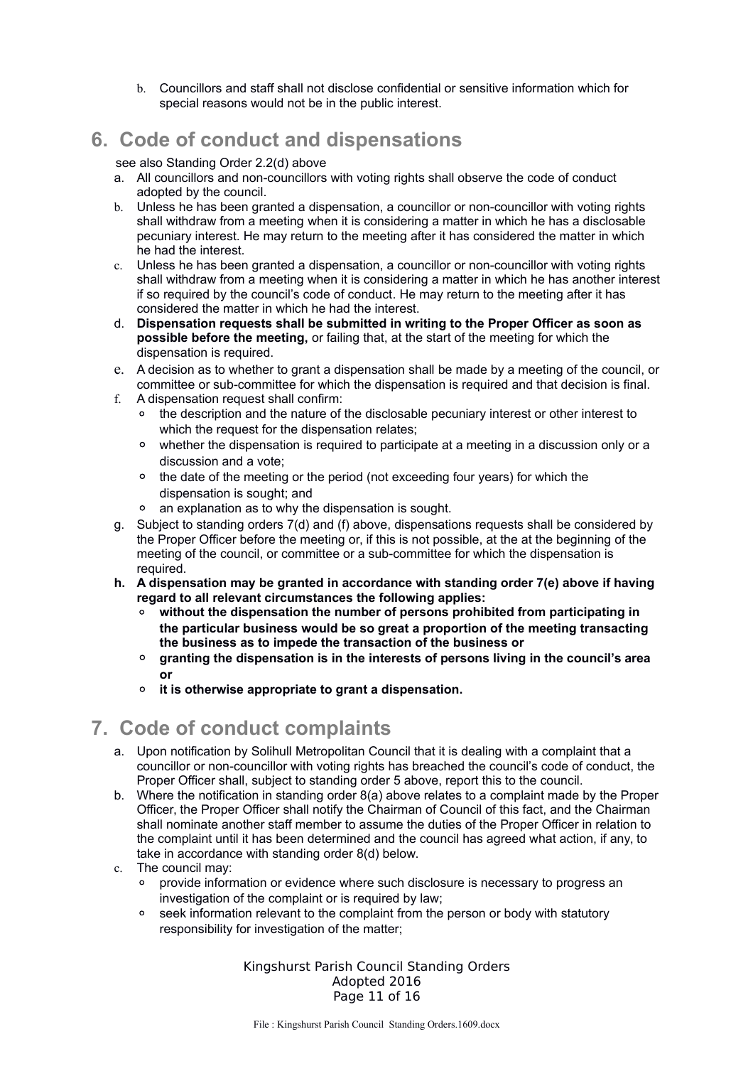b. Councillors and staff shall not disclose confidential or sensitive information which for special reasons would not be in the public interest.

## 6. Code of conduct and dispensations

see also Standing Order 2.2(d) above

a. All councillors and non-councillors with voting rights shall observe the code of conduct adopted by the council.
b. Unless he has been granted a dispensation, a councillor or non-councillor with voting rights shall withdraw from a meeting when it is considering a matter in which he has a disclosable pecuniary interest. He may return to the meeting after it has considered the matter in which he had the interest.
c. Unless he has been granted a dispensation, a councillor or non-councillor with voting rights shall withdraw from a meeting when it is considering a matter in which he has another interest if so required by the council's code of conduct. He may return to the meeting after it has considered the matter in which he had the interest.
d. **Dispensation requests shall be submitted in writing to the Proper Officer as soon as possible before the meeting,** or failing that, at the start of the meeting for which the dispensation is required.
e. A decision as to whether to grant a dispensation shall be made by a meeting of the council, or committee or sub-committee for which the dispensation is required and that decision is final.
f. A dispensation request shall confirm:
   - the description and the nature of the disclosable pecuniary interest or other interest to which the request for the dispensation relates;
   - whether the dispensation is required to participate at a meeting in a discussion only or a discussion and a vote;
   - the date of the meeting or the period (not exceeding four years) for which the dispensation is sought; and
   - an explanation as to why the dispensation is sought.
g. Subject to standing orders 7(d) and (f) above, dispensations requests shall be considered by the Proper Officer before the meeting or, if this is not possible, at the at the beginning of the meeting of the council, or committee or a sub-committee for which the dispensation is required.
h. **A dispensation may be granted in accordance with standing order 7(e) above if having regard to all relevant circumstances the following applies:**
   - **without the dispensation the number of persons prohibited from participating in the particular business would be so great a proportion of the meeting transacting the business as to impede the transaction of the business or**
   - **granting the dispensation is in the interests of persons living in the council's area or**
   - **it is otherwise appropriate to grant a dispensation.**

## 7. Code of conduct complaints

a. Upon notification by Solihull Metropolitan Council that it is dealing with a complaint that a councillor or non-councillor with voting rights has breached the council's code of conduct, the Proper Officer shall, subject to standing order 5 above, report this to the council.
b. Where the notification in standing order 8(a) above relates to a complaint made by the Proper Officer, the Proper Officer shall notify the Chairman of Council of this fact, and the Chairman shall nominate another staff member to assume the duties of the Proper Officer in relation to the complaint until it has been determined and the council has agreed what action, if any, to take in accordance with standing order 8(d) below.
c. The council may:
   - provide information or evidence where such disclosure is necessary to progress an investigation of the complaint or is required by law;
   - seek information relevant to the complaint from the person or body with statutory responsibility for investigation of the matter;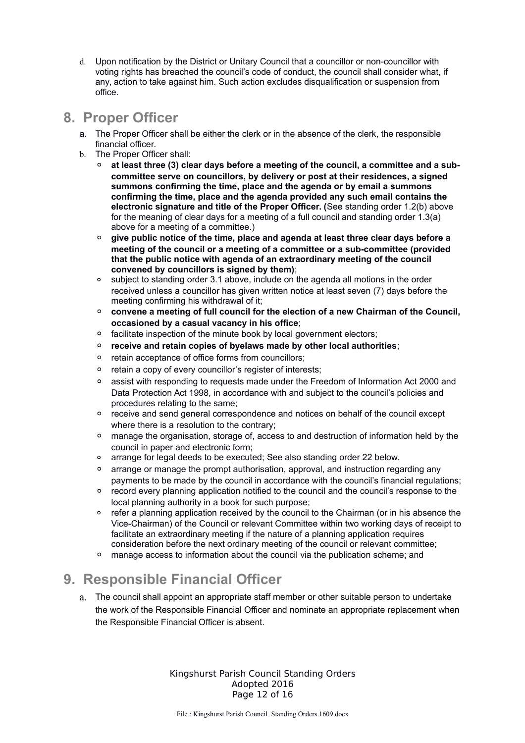d. Upon notification by the District or Unitary Council that a councillor or non-councillor with voting rights has breached the council's code of conduct, the council shall consider what, if any, action to take against him. Such action excludes disqualification or suspension from office.

## 8. Proper Officer

a. The Proper Officer shall be either the clerk or in the absence of the clerk, the responsible financial officer.

b. The Proper Officer shall:
   - **at least three (3) clear days before a meeting of the council, a committee and a sub-committee serve on councillors, by delivery or post at their residences, a signed summons confirming the time, place and the agenda or by email a summons confirming the time, place and the agenda provided any such email contains the electronic signature and title of the Proper Officer. (**See standing order 1.2(b) above for the meaning of clear days for a meeting of a full council and standing order 1.3(a) above for a meeting of a committee.)
   - **give public notice of the time, place and agenda at least three clear days before a meeting of the council or a meeting of a committee or a sub-committee (provided that the public notice with agenda of an extraordinary meeting of the council convened by councillors is signed by them)**;
   - subject to standing order 3.1 above, include on the agenda all motions in the order received unless a councillor has given written notice at least seven (7) days before the meeting confirming his withdrawal of it;
   - **convene a meeting of full council for the election of a new Chairman of the Council, occasioned by a casual vacancy in his office**;
   - facilitate inspection of the minute book by local government electors;
   - **receive and retain copies of byelaws made by other local authorities**;
   - retain acceptance of office forms from councillors;
   - retain a copy of every councillor's register of interests;
   - assist with responding to requests made under the Freedom of Information Act 2000 and Data Protection Act 1998, in accordance with and subject to the council's policies and procedures relating to the same;
   - receive and send general correspondence and notices on behalf of the council except where there is a resolution to the contrary;
   - manage the organisation, storage of, access to and destruction of information held by the council in paper and electronic form;
   - arrange for legal deeds to be executed; See also standing order 22 below.
   - arrange or manage the prompt authorisation, approval, and instruction regarding any payments to be made by the council in accordance with the council's financial regulations;
   - record every planning application notified to the council and the council's response to the local planning authority in a book for such purpose;
   - refer a planning application received by the council to the Chairman (or in his absence the Vice-Chairman) of the Council or relevant Committee within two working days of receipt to facilitate an extraordinary meeting if the nature of a planning application requires consideration before the next ordinary meeting of the council or relevant committee;
   - manage access to information about the council via the publication scheme; and

## 9. Responsible Financial Officer

a. The council shall appoint an appropriate staff member or other suitable person to undertake the work of the Responsible Financial Officer and nominate an appropriate replacement when the Responsible Financial Officer is absent.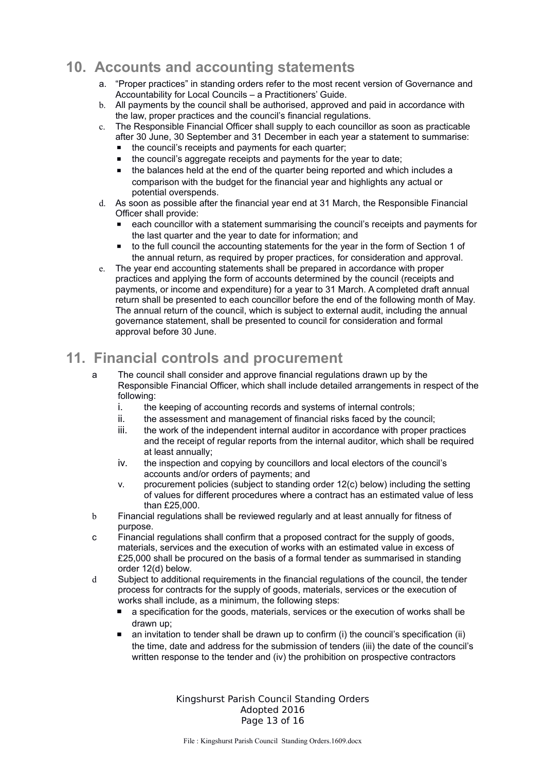## 10. Accounts and accounting statements

a. "Proper practices" in standing orders refer to the most recent version of Governance and Accountability for Local Councils – a Practitioners' Guide.
b. All payments by the council shall be authorised, approved and paid in accordance with the law, proper practices and the council's financial regulations.
c. The Responsible Financial Officer shall supply to each councillor as soon as practicable after 30 June, 30 September and 31 December in each year a statement to summarise:
   - the council's receipts and payments for each quarter;
   - the council's aggregate receipts and payments for the year to date;
   - the balances held at the end of the quarter being reported and which includes a comparison with the budget for the financial year and highlights any actual or potential overspends.
d. As soon as possible after the financial year end at 31 March, the Responsible Financial Officer shall provide:
   - each councillor with a statement summarising the council's receipts and payments for the last quarter and the year to date for information; and
   - to the full council the accounting statements for the year in the form of Section 1 of the annual return, as required by proper practices, for consideration and approval.
e. The year end accounting statements shall be prepared in accordance with proper practices and applying the form of accounts determined by the council (receipts and payments, or income and expenditure) for a year to 31 March. A completed draft annual return shall be presented to each councillor before the end of the following month of May. The annual return of the council, which is subject to external audit, including the annual governance statement, shall be presented to council for consideration and formal approval before 30 June.

## 11. Financial controls and procurement

a The council shall consider and approve financial regulations drawn up by the Responsible Financial Officer, which shall include detailed arrangements in respect of the following:
   i. the keeping of accounting records and systems of internal controls;
   ii. the assessment and management of financial risks faced by the council;
   iii. the work of the independent internal auditor in accordance with proper practices and the receipt of regular reports from the internal auditor, which shall be required at least annually;
   iv. the inspection and copying by councillors and local electors of the council's accounts and/or orders of payments; and
   v. procurement policies (subject to standing order 12(c) below) including the setting of values for different procedures where a contract has an estimated value of less than £25,000.

b Financial regulations shall be reviewed regularly and at least annually for fitness of purpose.

c Financial regulations shall confirm that a proposed contract for the supply of goods, materials, services and the execution of works with an estimated value in excess of £25,000 shall be procured on the basis of a formal tender as summarised in standing order 12(d) below.

d Subject to additional requirements in the financial regulations of the council, the tender process for contracts for the supply of goods, materials, services or the execution of works shall include, as a minimum, the following steps:
   - a specification for the goods, materials, services or the execution of works shall be drawn up;
   - an invitation to tender shall be drawn up to confirm (i) the council's specification (ii) the time, date and address for the submission of tenders (iii) the date of the council's written response to the tender and (iv) the prohibition on prospective contractors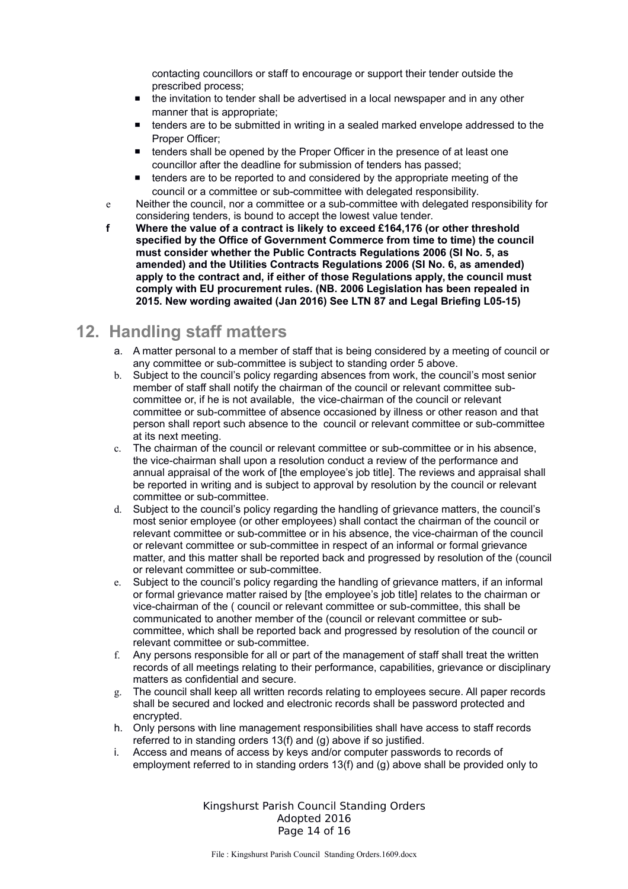contacting councillors or staff to encourage or support their tender outside the prescribed process;

- the invitation to tender shall be advertised in a local newspaper and in any other manner that is appropriate;
- tenders are to be submitted in writing in a sealed marked envelope addressed to the Proper Officer;
- tenders shall be opened by the Proper Officer in the presence of at least one councillor after the deadline for submission of tenders has passed;
- tenders are to be reported to and considered by the appropriate meeting of the council or a committee or sub-committee with delegated responsibility.

e Neither the council, nor a committee or a sub-committee with delegated responsibility for considering tenders, is bound to accept the lowest value tender.

**f Where the value of a contract is likely to exceed £164,176 (or other threshold specified by the Office of Government Commerce from time to time) the council must consider whether the Public Contracts Regulations 2006 (SI No. 5, as amended) and the Utilities Contracts Regulations 2006 (SI No. 6, as amended) apply to the contract and, if either of those Regulations apply, the council must comply with EU procurement rules. (NB. 2006 Legislation has been repealed in 2015. New wording awaited (Jan 2016) See LTN 87 and Legal Briefing L05-15)**

## 12. Handling staff matters

a. A matter personal to a member of staff that is being considered by a meeting of council or any committee or sub-committee is subject to standing order 5 above.

b. Subject to the council's policy regarding absences from work, the council's most senior member of staff shall notify the chairman of the council or relevant committee sub-committee or, if he is not available, the vice-chairman of the council or relevant committee or sub-committee of absence occasioned by illness or other reason and that person shall report such absence to the council or relevant committee or sub-committee at its next meeting.

c. The chairman of the council or relevant committee or sub-committee or in his absence, the vice-chairman shall upon a resolution conduct a review of the performance and annual appraisal of the work of [the employee's job title]. The reviews and appraisal shall be reported in writing and is subject to approval by resolution by the council or relevant committee or sub-committee.

d. Subject to the council's policy regarding the handling of grievance matters, the council's most senior employee (or other employees) shall contact the chairman of the council or relevant committee or sub-committee or in his absence, the vice-chairman of the council or relevant committee or sub-committee in respect of an informal or formal grievance matter, and this matter shall be reported back and progressed by resolution of the (council or relevant committee or sub-committee.

e. Subject to the council's policy regarding the handling of grievance matters, if an informal or formal grievance matter raised by [the employee's job title] relates to the chairman or vice-chairman of the ( council or relevant committee or sub-committee, this shall be communicated to another member of the (council or relevant committee or sub-committee, which shall be reported back and progressed by resolution of the council or relevant committee or sub-committee.

f. Any persons responsible for all or part of the management of staff shall treat the written records of all meetings relating to their performance, capabilities, grievance or disciplinary matters as confidential and secure.

g. The council shall keep all written records relating to employees secure. All paper records shall be secured and locked and electronic records shall be password protected and encrypted.

h. Only persons with line management responsibilities shall have access to staff records referred to in standing orders 13(f) and (g) above if so justified.

i. Access and means of access by keys and/or computer passwords to records of employment referred to in standing orders 13(f) and (g) above shall be provided only to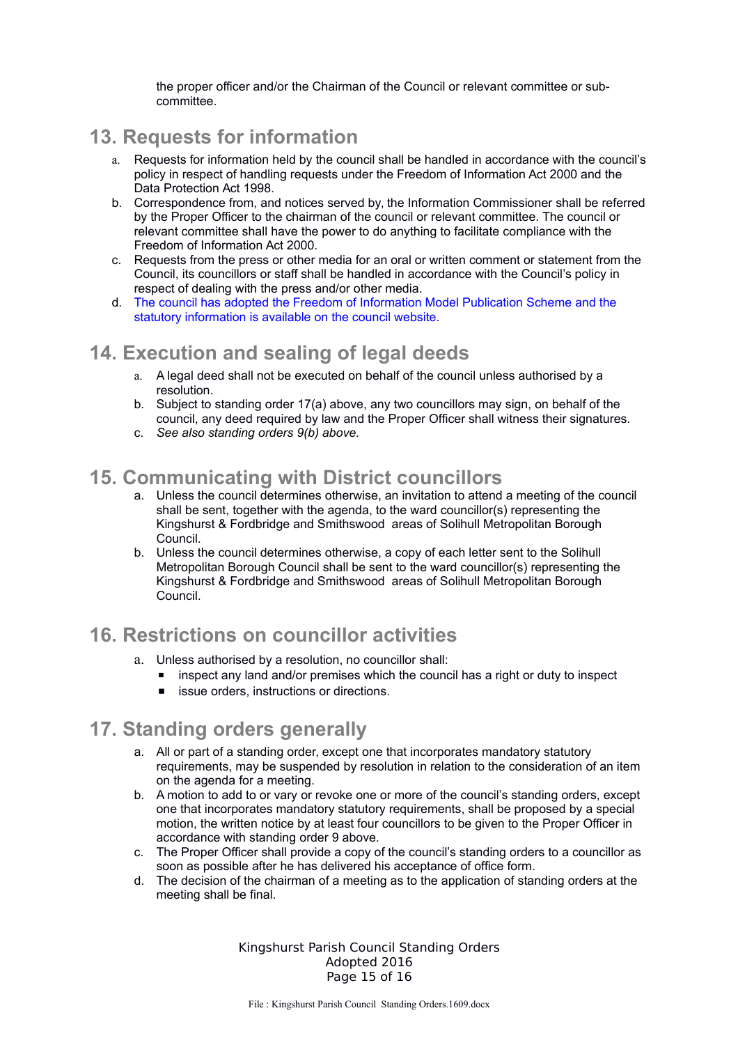the proper officer and/or the Chairman of the Council or relevant committee or sub-committee.

## 13. Requests for information

a. Requests for information held by the council shall be handled in accordance with the council's policy in respect of handling requests under the Freedom of Information Act 2000 and the Data Protection Act 1998.
b. Correspondence from, and notices served by, the Information Commissioner shall be referred by the Proper Officer to the chairman of the council or relevant committee. The council or relevant committee shall have the power to do anything to facilitate compliance with the Freedom of Information Act 2000.
c. Requests from the press or other media for an oral or written comment or statement from the Council, its councillors or staff shall be handled in accordance with the Council's policy in respect of dealing with the press and/or other media.
d. The council has adopted the Freedom of Information Model Publication Scheme and the statutory information is available on the council website.

## 14. Execution and sealing of legal deeds

a. A legal deed shall not be executed on behalf of the council unless authorised by a resolution.
b. Subject to standing order 17(a) above, any two councillors may sign, on behalf of the council, any deed required by law and the Proper Officer shall witness their signatures.
c. *See also standing orders 9(b) above.*

## 15. Communicating with District councillors

a. Unless the council determines otherwise, an invitation to attend a meeting of the council shall be sent, together with the agenda, to the ward councillor(s) representing the Kingshurst & Fordbridge and Smithswood areas of Solihull Metropolitan Borough Council.
b. Unless the council determines otherwise, a copy of each letter sent to the Solihull Metropolitan Borough Council shall be sent to the ward councillor(s) representing the Kingshurst & Fordbridge and Smithswood areas of Solihull Metropolitan Borough Council.

## 16. Restrictions on councillor activities

a. Unless authorised by a resolution, no councillor shall:
   - inspect any land and/or premises which the council has a right or duty to inspect
   - issue orders, instructions or directions.

## 17. Standing orders generally

a. All or part of a standing order, except one that incorporates mandatory statutory requirements, may be suspended by resolution in relation to the consideration of an item on the agenda for a meeting.
b. A motion to add to or vary or revoke one or more of the council's standing orders, except one that incorporates mandatory statutory requirements, shall be proposed by a special motion, the written notice by at least four councillors to be given to the Proper Officer in accordance with standing order 9 above.
c. The Proper Officer shall provide a copy of the council's standing orders to a councillor as soon as possible after he has delivered his acceptance of office form.
d. The decision of the chairman of a meeting as to the application of standing orders at the meeting shall be final.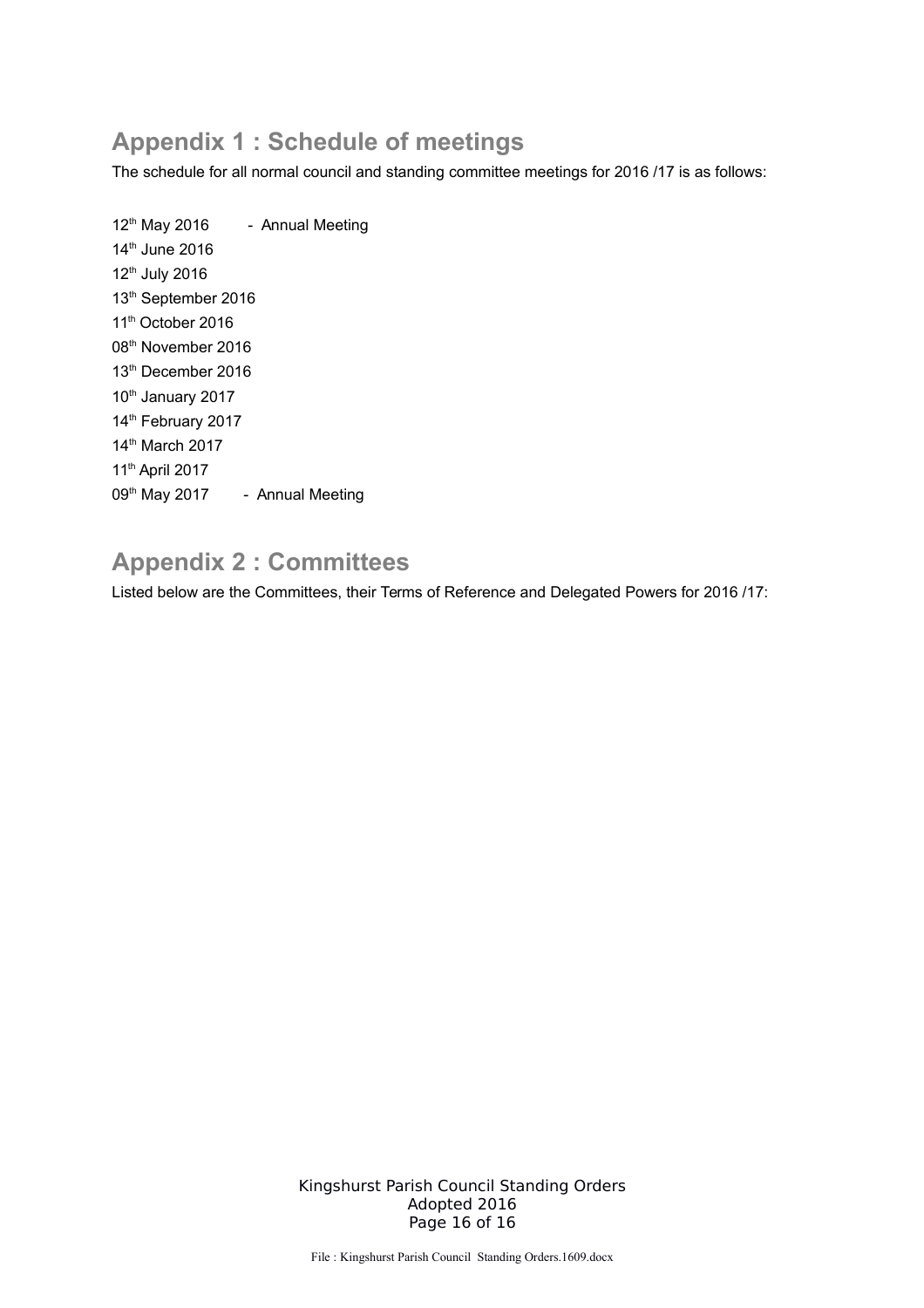## Appendix 1 : Schedule of meetings

The schedule for all normal council and standing committee meetings for 2016 /17 is as follows:

12th May 2016 - Annual Meeting
14th June 2016
12th July 2016
13th September 2016
11th October 2016
08th November 2016
13th December 2016
10th January 2017
14th February 2017
14th March 2017
11th April 2017
09th May 2017 - Annual Meeting

## Appendix 2 : Committees

Listed below are the Committees, their Terms of Reference and Delegated Powers for 2016 /17: